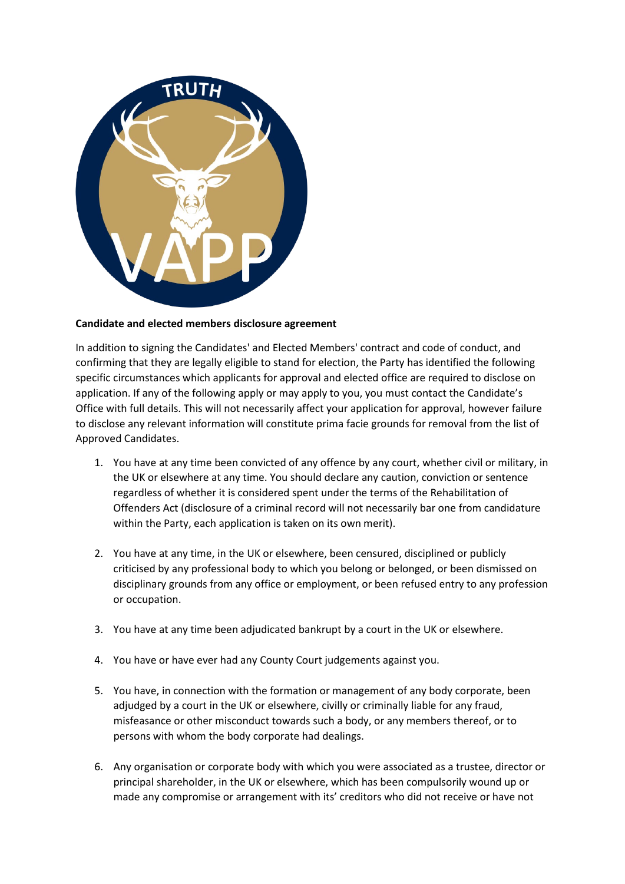**Candidate and elected members disclosure agreement**

In addition to signing the Candidates' and Elected Members' contract and code of conduct, and confirming that they are legally eligible to stand for election, the Party has identified the following specific circumstances which applicants for approval and elected office are required to disclose on application. If any of the following apply or may apply to you, you must contact the Candidate's Office with full details. This will not necessarily affect your application for approval, however failure to disclose any relevant information will constitute prima facie grounds for removal from the list of Approved Candidates.

1. You have at any time been convicted of any offence by any court, whether civil or military, in the UK or elsewhere at any time. You should declare any caution, conviction or sentence regardless of whether it is considered spent under the terms of the Rehabilitation of Offenders Act (disclosure of a criminal record will not necessarily bar one from candidature within the Party, each application is taken on its own merit).

2. You have at any time, in the UK or elsewhere, been censured, disciplined or publicly criticised by any professional body to which you belong or belonged, or been dismissed on disciplinary grounds from any office or employment, or been refused entry to any profession or occupation.

3. You have at any time been adjudicated bankrupt by a court in the UK or elsewhere.

4. You have or have ever had any County Court judgements against you.

5. You have, in connection with the formation or management of any body corporate, been adjudged by a court in the UK or elsewhere, civilly or criminally liable for any fraud, misfeasance or other misconduct towards such a body, or any members thereof, or to persons with whom the body corporate had dealings.

6. Any organisation or corporate body with which you were associated as a trustee, director or principal shareholder, in the UK or elsewhere, which has been compulsorily wound up or made any compromise or arrangement with its' creditors who did not receive or have not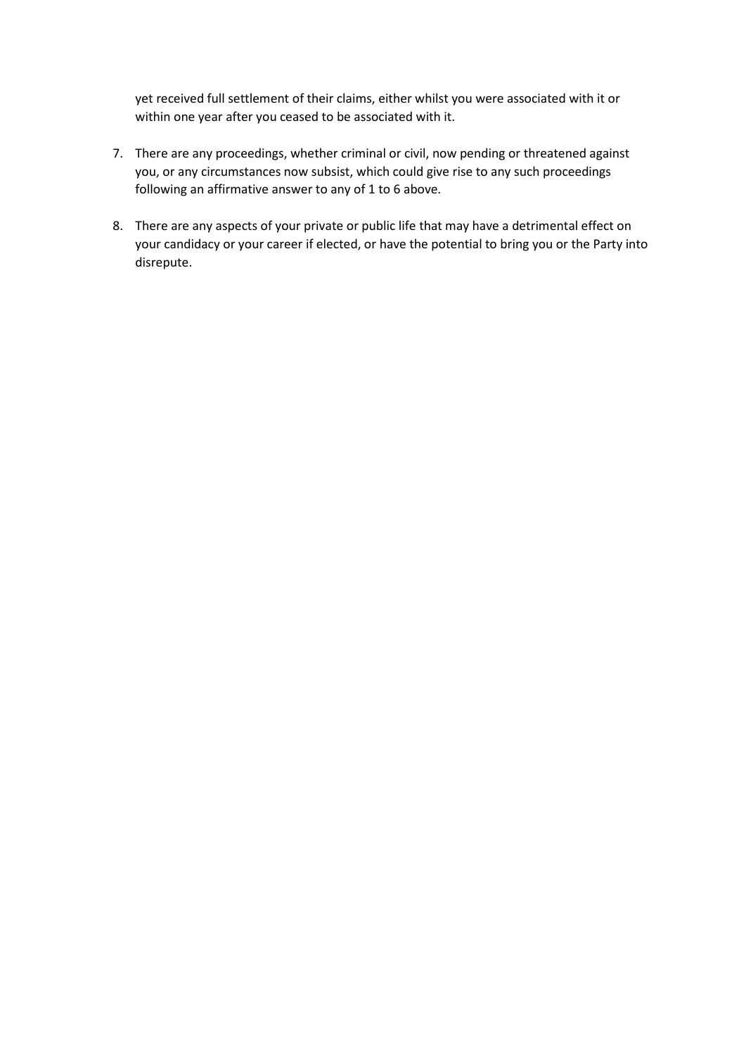yet received full settlement of their claims, either whilst you were associated with it or within one year after you ceased to be associated with it.

7. There are any proceedings, whether criminal or civil, now pending or threatened against you, or any circumstances now subsist, which could give rise to any such proceedings following an affirmative answer to any of 1 to 6 above.

8. There are any aspects of your private or public life that may have a detrimental effect on your candidacy or your career if elected, or have the potential to bring you or the Party into disrepute.